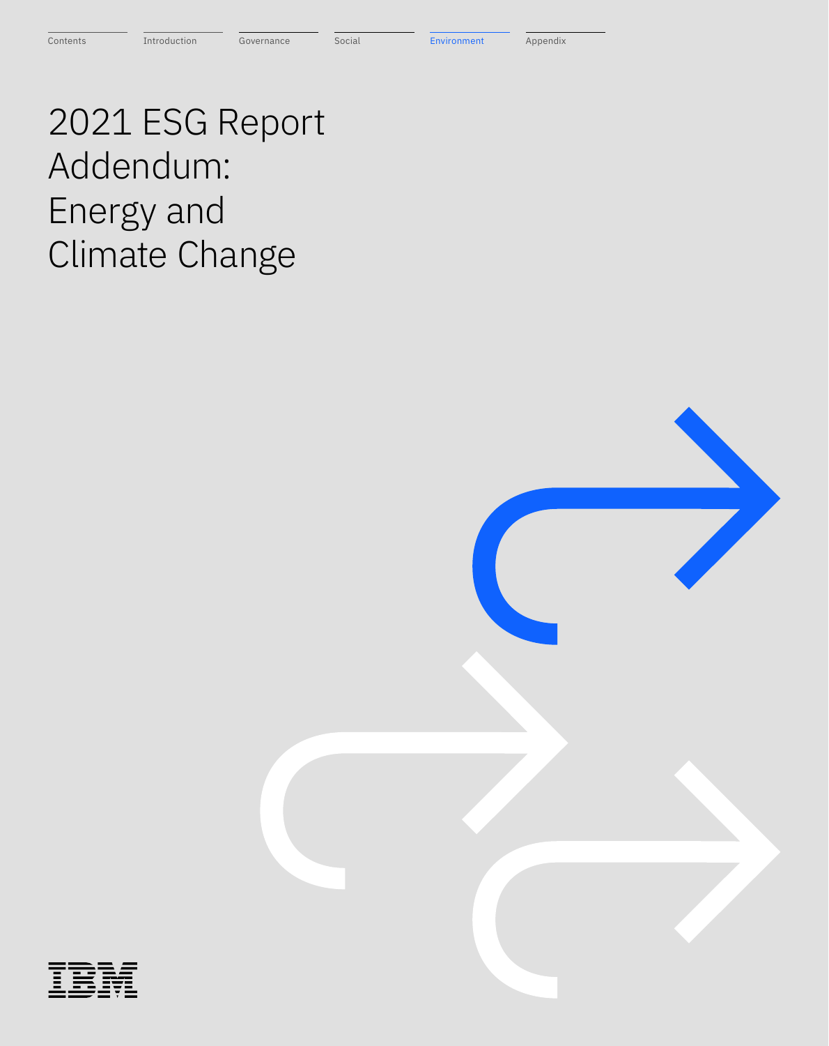# 2021 ESG Report Addendum: Energy and Climate Change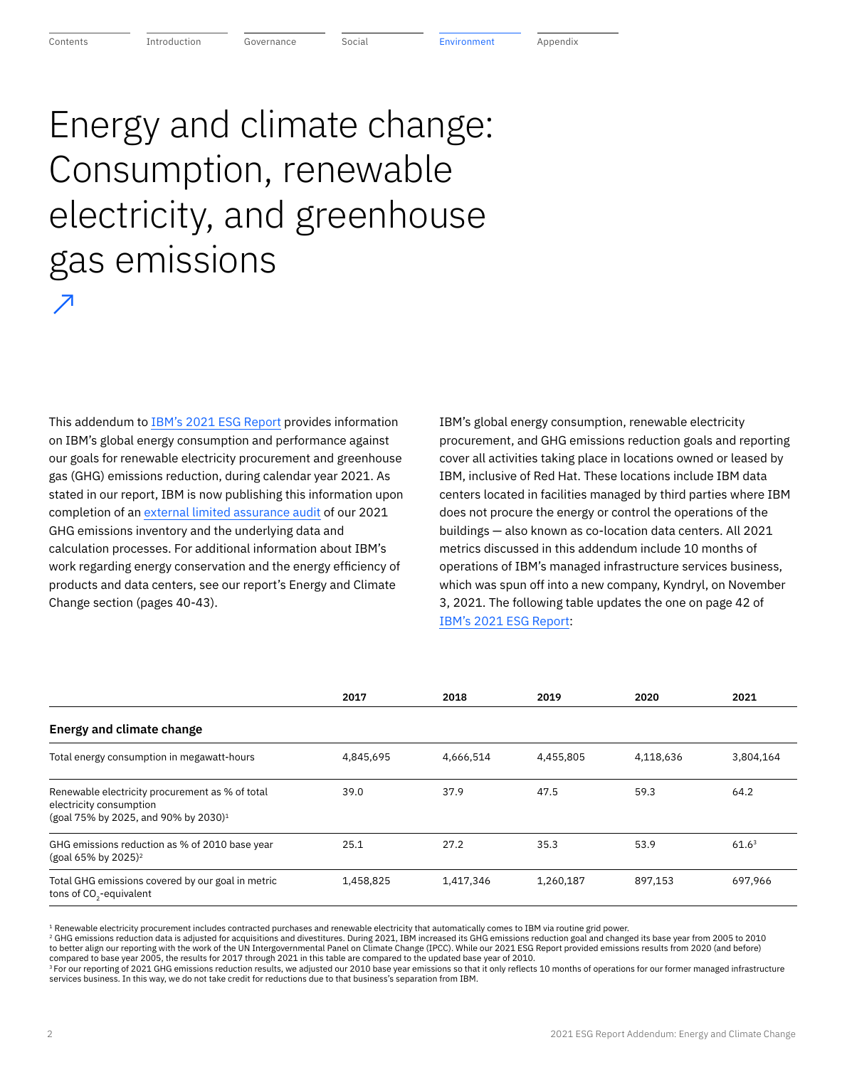# Energy and climate change: Consumption, renewable electricity, and greenhouse gas emissions

This addendum to IBM's 2021 ESG Report provides information on IBM's global energy consumption and performance against our goals for renewable electricity procurement and greenhouse gas (GHG) emissions reduction, during calendar year 2021. As stated in our report, IBM is now publishing this information upon completion of an external limited assurance audit of our 2021 GHG emissions inventory and the underlying data and calculation processes. For additional information about IBM's work regarding energy conservation and the energy efficiency of products and data centers, see our report's Energy and Climate Change section (pages 40-43).

IBM's global energy consumption, renewable electricity procurement, and GHG emissions reduction goals and reporting cover all activities taking place in locations owned or leased by IBM, inclusive of Red Hat. These locations include IBM data centers located in facilities managed by third parties where IBM does not procure the energy or control the operations of the buildings — also known as co-location data centers. All 2021 metrics discussed in this addendum include 10 months of operations of IBM's managed infrastructure services business, which was spun off into a new company, Kyndryl, on November 3, 2021. The following table updates the one on page 42 of IBM's 2021 ESG Report:

| | 2017 | 2018 | 2019 | 2020 | 2021 |
|---|---|---|---|---|---|
| **Energy and climate change** | | | | | |
| Total energy consumption in megawatt-hours | 4,845,695 | 4,666,514 | 4,455,805 | 4,118,636 | 3,804,164 |
| Renewable electricity procurement as % of total electricity consumption (goal 75% by 2025, and 90% by 2030)[1] | 39.0 | 37.9 | 47.5 | 59.3 | 64.2 |
| GHG emissions reduction as % of 2010 base year (goal 65% by 2025)[2] | 25.1 | 27.2 | 35.3 | 53.9 | 61.6[3] |
| Total GHG emissions covered by our goal in metric tons of $CO_2$-equivalent | 1,458,825 | 1,417,346 | 1,260,187 | 897,153 | 697,966 |

[1] Renewable electricity procurement includes contracted purchases and renewable electricity that automatically comes to IBM via routine grid power.

[2] GHG emissions reduction data is adjusted for acquisitions and divestitures. During 2021, IBM increased its GHG emissions reduction goal and changed its base year from 2005 to 2010 to better align our reporting with the work of the UN Intergovernmental Panel on Climate Change (IPCC). While our 2021 ESG Report provided emissions results from 2020 (and before) compared to base year 2005, the results for 2017 through 2021 in this table are compared to the updated base year of 2010.

[3] For our reporting of 2021 GHG emissions reduction results, we adjusted our 2010 base year emissions so that it only reflects 10 months of operations for our former managed infrastructure services business. In this way, we do not take credit for reductions due to that business's separation from IBM.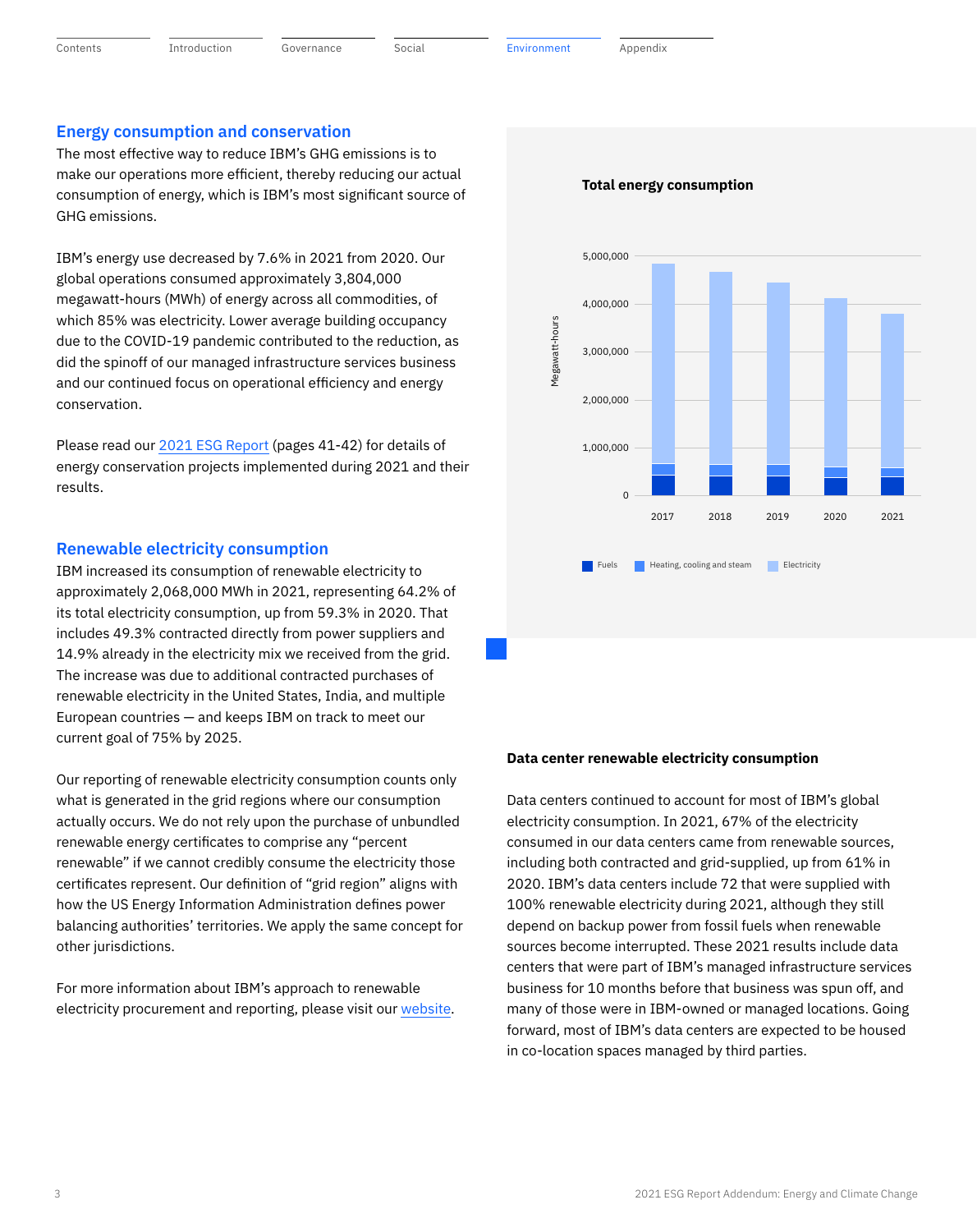## Energy consumption and conservation

The most effective way to reduce IBM's GHG emissions is to make our operations more efficient, thereby reducing our actual consumption of energy, which is IBM's most significant source of GHG emissions.

IBM's energy use decreased by 7.6% in 2021 from 2020. Our global operations consumed approximately 3,804,000 megawatt-hours (MWh) of energy across all commodities, of which 85% was electricity. Lower average building occupancy due to the COVID-19 pandemic contributed to the reduction, as did the spinoff of our managed infrastructure services business and our continued focus on operational efficiency and energy conservation.

Please read our 2021 ESG Report (pages 41-42) for details of energy conservation projects implemented during 2021 and their results.

## Renewable electricity consumption

IBM increased its consumption of renewable electricity to approximately 2,068,000 MWh in 2021, representing 64.2% of its total electricity consumption, up from 59.3% in 2020. That includes 49.3% contracted directly from power suppliers and 14.9% already in the electricity mix we received from the grid. The increase was due to additional contracted purchases of renewable electricity in the United States, India, and multiple European countries — and keeps IBM on track to meet our current goal of 75% by 2025.

Our reporting of renewable electricity consumption counts only what is generated in the grid regions where our consumption actually occurs. We do not rely upon the purchase of unbundled renewable energy certificates to comprise any "percent renewable" if we cannot credibly consume the electricity those certificates represent. Our definition of "grid region" aligns with how the US Energy Information Administration defines power balancing authorities' territories. We apply the same concept for other jurisdictions.

For more information about IBM's approach to renewable electricity procurement and reporting, please visit our website.

**Total energy consumption**

Megawatt-hours: 0 – 5,000,000; years 2017, 2018, 2019, 2020, 2021

Fuels | Heating, cooling and steam | Electricity

**Data center renewable electricity consumption**

Data centers continued to account for most of IBM's global electricity consumption. In 2021, 67% of the electricity consumed in our data centers came from renewable sources, including both contracted and grid-supplied, up from 61% in 2020. IBM's data centers include 72 that were supplied with 100% renewable electricity during 2021, although they still depend on backup power from fossil fuels when renewable sources become interrupted. These 2021 results include data centers that were part of IBM's managed infrastructure services business for 10 months before that business was spun off, and many of those were in IBM-owned or managed locations. Going forward, most of IBM's data centers are expected to be housed in co-location spaces managed by third parties.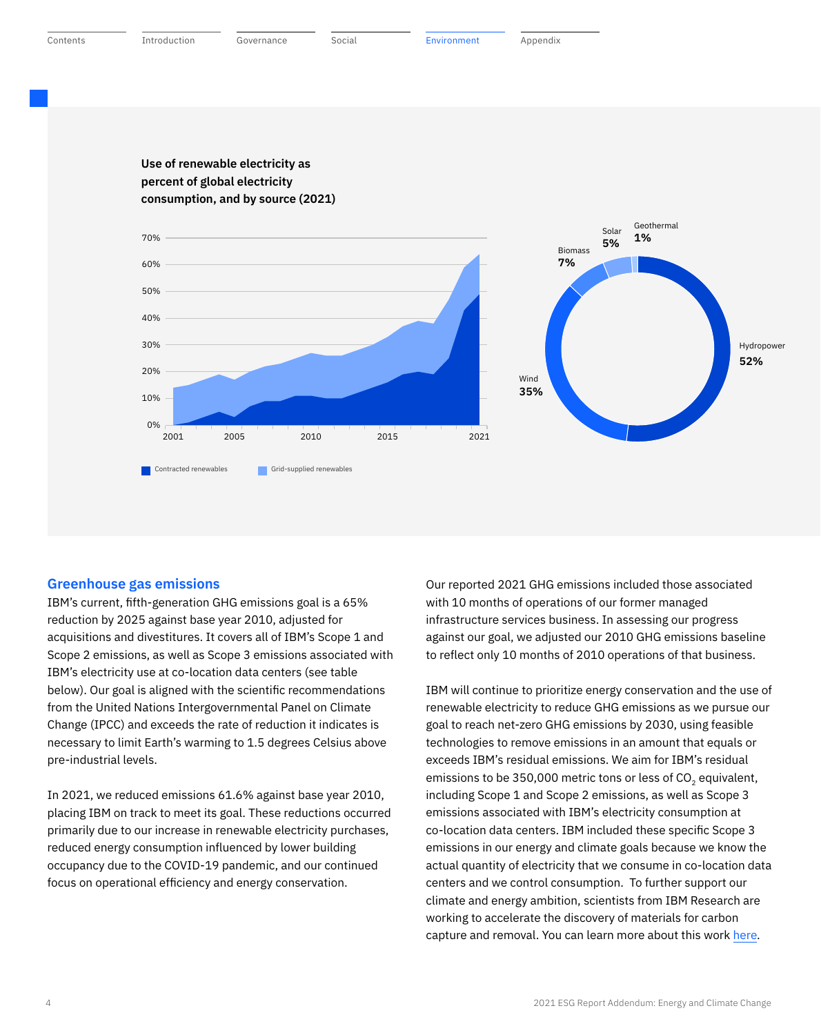**Use of renewable electricity as percent of global electricity consumption, and by source (2021)**

70%
60%
50%
40%
30%
20%
10%
0%

2001 2005 2010 2015 2021

Contracted renewables    Grid-supplied renewables

Geothermal 1%
Solar 5%
Biomass 7%
Wind 35%
Hydropower 52%

## Greenhouse gas emissions

IBM's current, fifth-generation GHG emissions goal is a 65% reduction by 2025 against base year 2010, adjusted for acquisitions and divestitures. It covers all of IBM's Scope 1 and Scope 2 emissions, as well as Scope 3 emissions associated with IBM's electricity use at co-location data centers (see table below). Our goal is aligned with the scientific recommendations from the United Nations Intergovernmental Panel on Climate Change (IPCC) and exceeds the rate of reduction it indicates is necessary to limit Earth's warming to 1.5 degrees Celsius above pre-industrial levels.

In 2021, we reduced emissions 61.6% against base year 2010, placing IBM on track to meet its goal. These reductions occurred primarily due to our increase in renewable electricity purchases, reduced energy consumption influenced by lower building occupancy due to the COVID-19 pandemic, and our continued focus on operational efficiency and energy conservation.

Our reported 2021 GHG emissions included those associated with 10 months of operations of our former managed infrastructure services business. In assessing our progress against our goal, we adjusted our 2010 GHG emissions baseline to reflect only 10 months of 2010 operations of that business.

IBM will continue to prioritize energy conservation and the use of renewable electricity to reduce GHG emissions as we pursue our goal to reach net-zero GHG emissions by 2030, using feasible technologies to remove emissions in an amount that equals or exceeds IBM's residual emissions. We aim for IBM's residual emissions to be 350,000 metric tons or less of $CO_2$ equivalent, including Scope 1 and Scope 2 emissions, as well as Scope 3 emissions associated with IBM's electricity consumption at co-location data centers. IBM included these specific Scope 3 emissions in our energy and climate goals because we know the actual quantity of electricity that we consume in co-location data centers and we control consumption. To further support our climate and energy ambition, scientists from IBM Research are working to accelerate the discovery of materials for carbon capture and removal. You can learn more about this work here.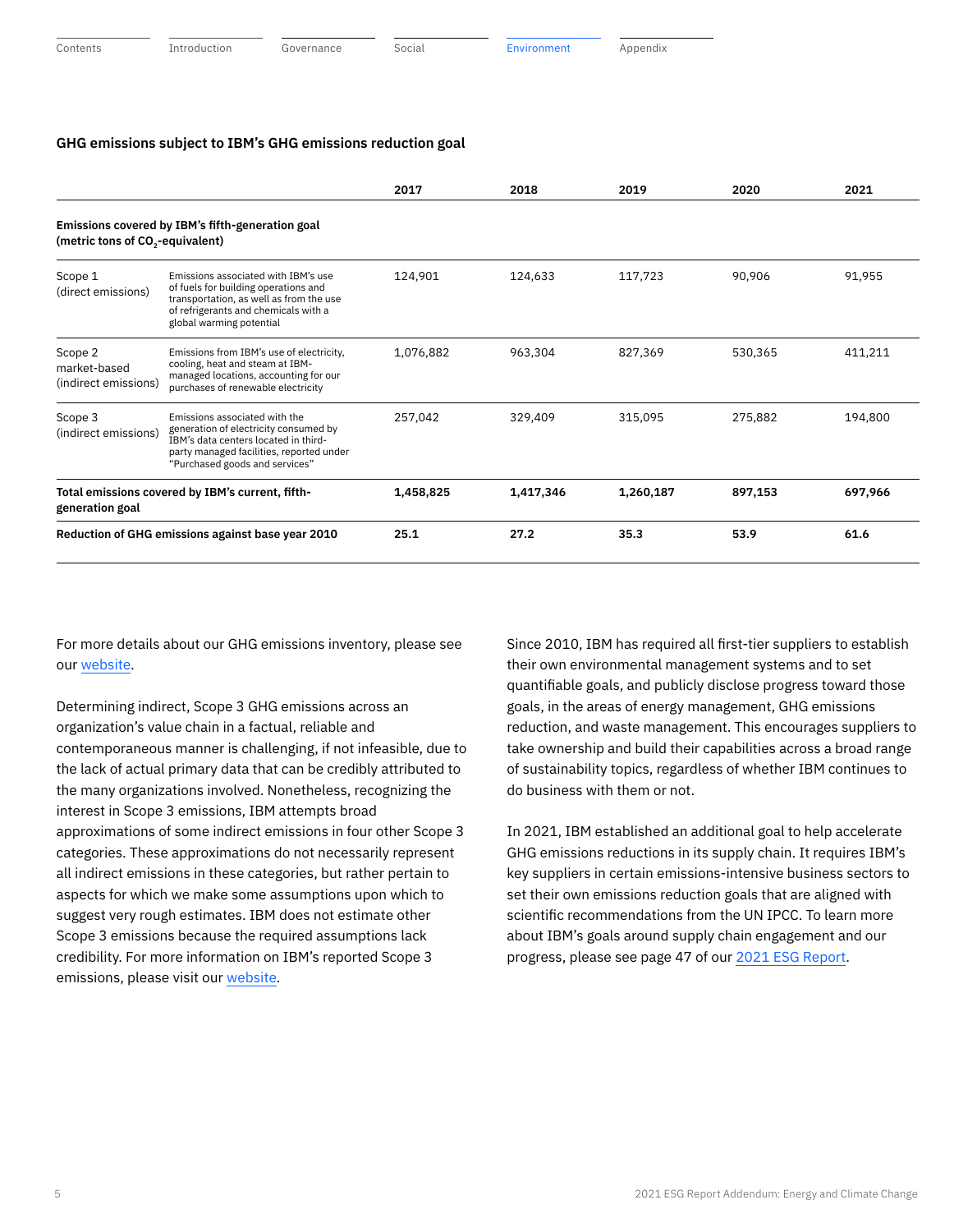### GHG emissions subject to IBM's GHG emissions reduction goal

| | | 2017 | 2018 | 2019 | 2020 | 2021 |
|---|---|---|---|---|---|---|
| **Emissions covered by IBM's fifth-generation goal (metric tons of $CO_2$-equivalent)** | | | | | | |
| Scope 1 (direct emissions) | Emissions associated with IBM's use of fuels for building operations and transportation, as well as from the use of refrigerants and chemicals with a global warming potential | 124,901 | 124,633 | 117,723 | 90,906 | 91,955 |
| Scope 2 market-based (indirect emissions) | Emissions from IBM's use of electricity, cooling, heat and steam at IBM-managed locations, accounting for our purchases of renewable electricity | 1,076,882 | 963,304 | 827,369 | 530,365 | 411,211 |
| Scope 3 (indirect emissions) | Emissions associated with the generation of electricity consumed by IBM's data centers located in third-party managed facilities, reported under "Purchased goods and services" | 257,042 | 329,409 | 315,095 | 275,882 | 194,800 |
| **Total emissions covered by IBM's current, fifth-generation goal** | | **1,458,825** | **1,417,346** | **1,260,187** | **897,153** | **697,966** |
| **Reduction of GHG emissions against base year 2010** | | **25.1** | **27.2** | **35.3** | **53.9** | **61.6** |

For more details about our GHG emissions inventory, please see our website.

Determining indirect, Scope 3 GHG emissions across an organization's value chain in a factual, reliable and contemporaneous manner is challenging, if not infeasible, due to the lack of actual primary data that can be credibly attributed to the many organizations involved. Nonetheless, recognizing the interest in Scope 3 emissions, IBM attempts broad approximations of some indirect emissions in four other Scope 3 categories. These approximations do not necessarily represent all indirect emissions in these categories, but rather pertain to aspects for which we make some assumptions upon which to suggest very rough estimates. IBM does not estimate other Scope 3 emissions because the required assumptions lack credibility. For more information on IBM's reported Scope 3 emissions, please visit our website.

Since 2010, IBM has required all first-tier suppliers to establish their own environmental management systems and to set quantifiable goals, and publicly disclose progress toward those goals, in the areas of energy management, GHG emissions reduction, and waste management. This encourages suppliers to take ownership and build their capabilities across a broad range of sustainability topics, regardless of whether IBM continues to do business with them or not.

In 2021, IBM established an additional goal to help accelerate GHG emissions reductions in its supply chain. It requires IBM's key suppliers in certain emissions-intensive business sectors to set their own emissions reduction goals that are aligned with scientific recommendations from the UN IPCC. To learn more about IBM's goals around supply chain engagement and our progress, please see page 47 of our 2021 ESG Report.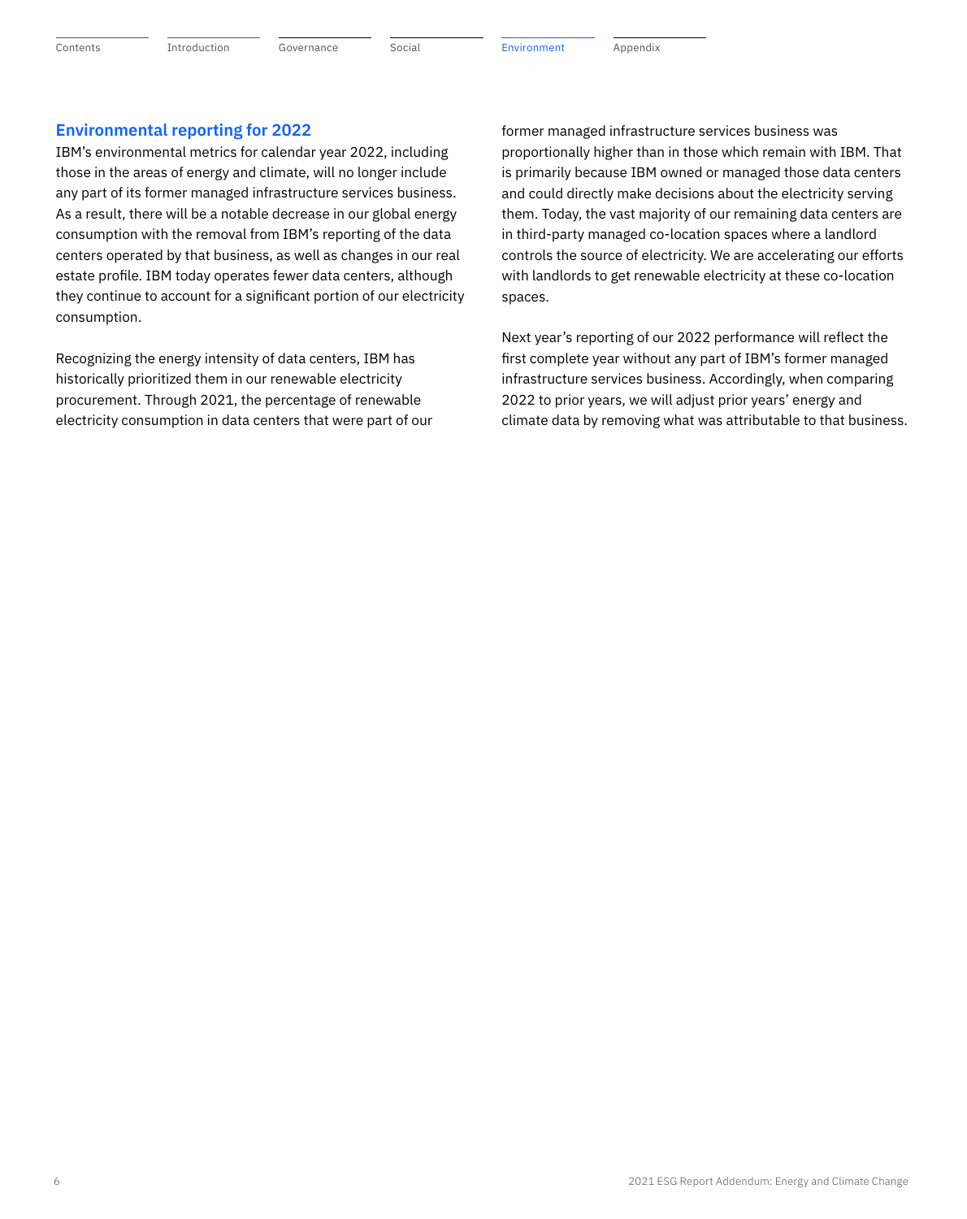## Environmental reporting for 2022

IBM's environmental metrics for calendar year 2022, including those in the areas of energy and climate, will no longer include any part of its former managed infrastructure services business. As a result, there will be a notable decrease in our global energy consumption with the removal from IBM's reporting of the data centers operated by that business, as well as changes in our real estate profile. IBM today operates fewer data centers, although they continue to account for a significant portion of our electricity consumption.

Recognizing the energy intensity of data centers, IBM has historically prioritized them in our renewable electricity procurement. Through 2021, the percentage of renewable electricity consumption in data centers that were part of our former managed infrastructure services business was proportionally higher than in those which remain with IBM. That is primarily because IBM owned or managed those data centers and could directly make decisions about the electricity serving them. Today, the vast majority of our remaining data centers are in third-party managed co-location spaces where a landlord controls the source of electricity. We are accelerating our efforts with landlords to get renewable electricity at these co-location spaces.

Next year's reporting of our 2022 performance will reflect the first complete year without any part of IBM's former managed infrastructure services business. Accordingly, when comparing 2022 to prior years, we will adjust prior years' energy and climate data by removing what was attributable to that business.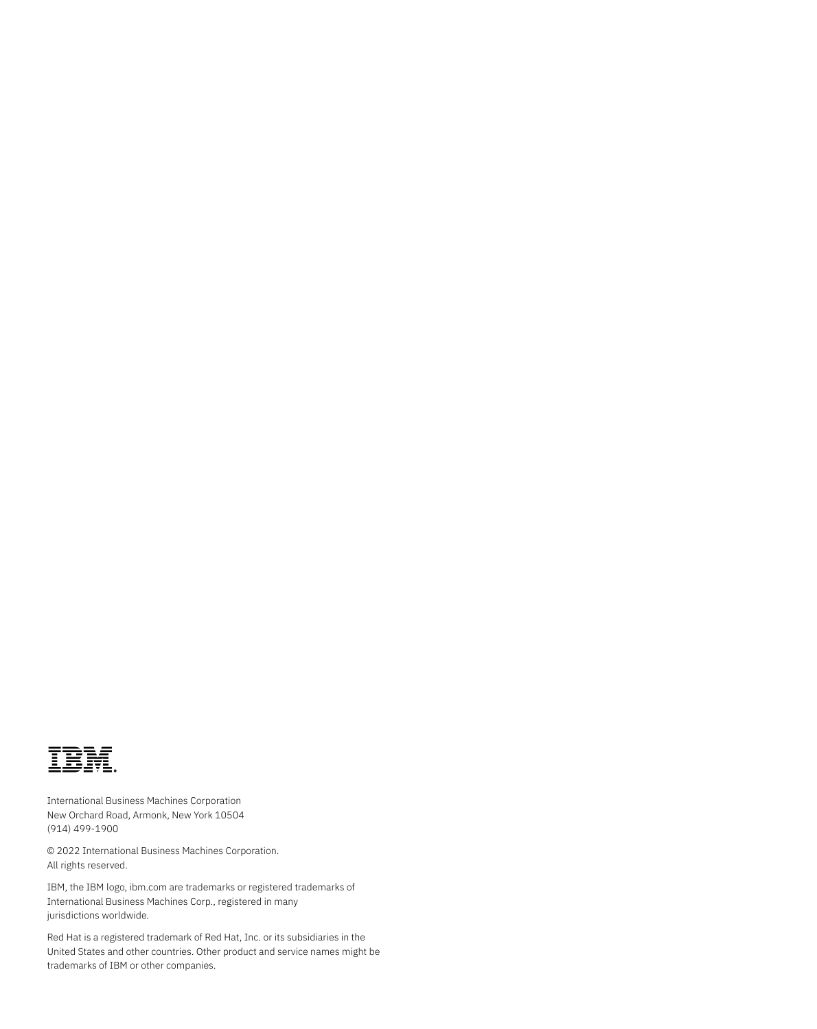International Business Machines Corporation
New Orchard Road, Armonk, New York 10504
(914) 499-1900

© 2022 International Business Machines Corporation.
All rights reserved.

IBM, the IBM logo, ibm.com are trademarks or registered trademarks of International Business Machines Corp., registered in many jurisdictions worldwide.

Red Hat is a registered trademark of Red Hat, Inc. or its subsidiaries in the United States and other countries. Other product and service names might be trademarks of IBM or other companies.